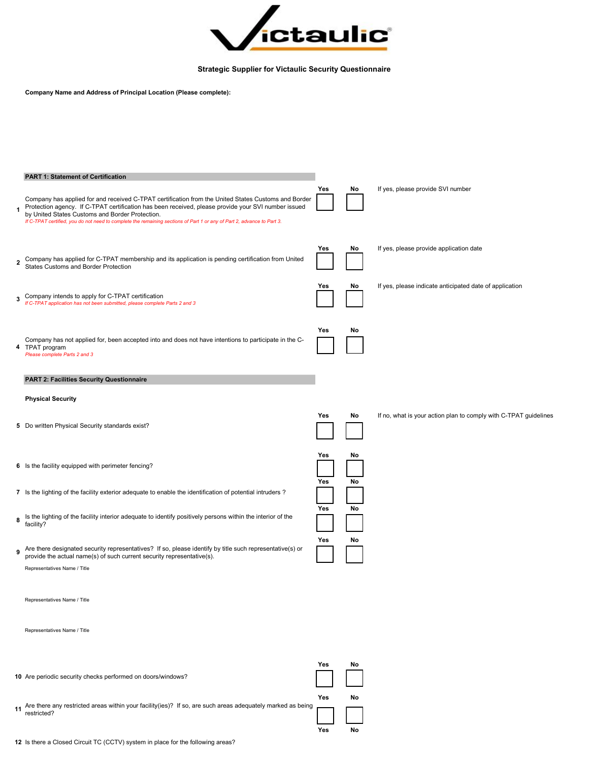Victaulic®

## Strategic Supplier for Victaulic Security Questionnaire

**Company Name and Address of Principal Location (Please complete):**

### PART 1: Statement of Certification

| # | Question | Yes | No | |
|---|---|---|---|---|
| 1 | Company has applied for and received C-TPAT certification from the United States Customs and Border Protection agency. If C-TPAT certification has been received, please provide your SVI number issued by United States Customs and Border Protection. *If C-TPAT certified, you do not need to complete the remaining sections of Part 1 or any of Part 2, advance to Part 3.* | ☐ | ☐ | If yes, please provide SVI number |
| 2 | Company has applied for C-TPAT membership and its application is pending certification from United States Customs and Border Protection | ☐ | ☐ | If yes, please provide application date |
| 3 | Company intends to apply for C-TPAT certification *If C-TPAT application has not been submitted, please complete Parts 2 and 3* | ☐ | ☐ | If yes, please indicate anticipated date of application |
| 4 | Company has not applied for, been accepted into and does not have intentions to participate in the C-TPAT program *Please complete Parts 2 and 3* | ☐ | ☐ | |

### PART 2: Facilities Security Questionnaire

**Physical Security**

| # | Question | Yes | No | |
|---|---|---|---|---|
| 5 | Do written Physical Security standards exist? | ☐ | ☐ | If no, what is your action plan to comply with C-TPAT guidelines |
| 6 | Is the facility equipped with perimeter fencing? | ☐ | ☐ | |
| 7 | Is the lighting of the facility exterior adequate to enable the identification of potential intruders ? | ☐ | ☐ | |
| 8 | Is the lighting of the facility interior adequate to identify positively persons within the interior of the facility? | ☐ | ☐ | |
| 9 | Are there designated security representatives? If so, please identify by title such representative(s) or provide the actual name(s) of such current security representative(s). | ☐ | ☐ | |

Representatives Name / Title

Representatives Name / Title

Representatives Name / Title

| # | Question | Yes | No |
|---|---|---|---|
| 10 | Are periodic security checks performed on doors/windows? | ☐ | ☐ |
| 11 | Are there any restricted areas within your facility(ies)? If so, are such areas adequately marked as being restricted? | ☐ | ☐ |
| 12 | Is there a Closed Circuit TC (CCTV) system in place for the following areas? | Yes | No |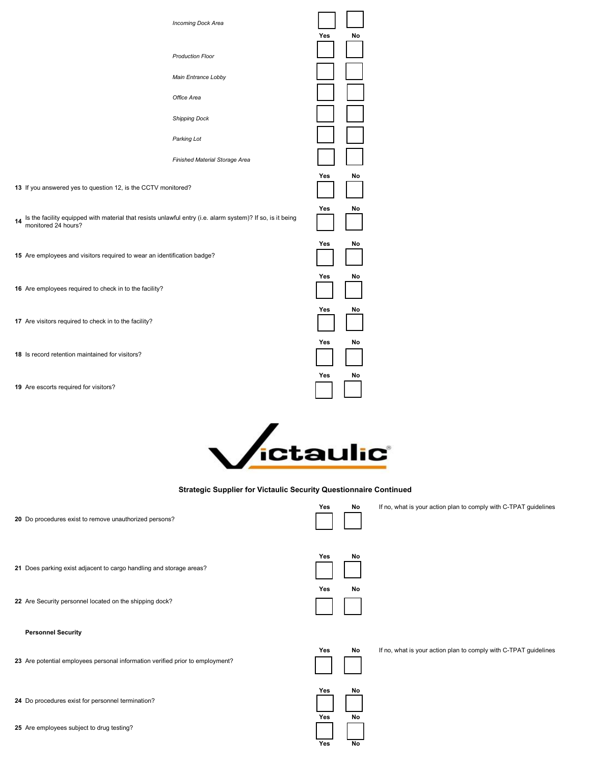| | Yes | No |
|---|---|---|
| *Incoming Dock Area* | ☐ | ☐ |
| *Production Floor* | ☐ | ☐ |
| *Main Entrance Lobby* | ☐ | ☐ |
| *Office Area* | ☐ | ☐ |
| *Shipping Dock* | ☐ | ☐ |
| *Parking Lot* | ☐ | ☐ |
| *Finished Material Storage Area* | ☐ | ☐ |

| # | Question | Yes | No |
|---|---|---|---|
| 13 | If you answered yes to question 12, is the CCTV monitored? | ☐ | ☐ |
| 14 | Is the facility equipped with material that resists unlawful entry (i.e. alarm system)? If so, is it being monitored 24 hours? | ☐ | ☐ |
| 15 | Are employees and visitors required to wear an identification badge? | ☐ | ☐ |
| 16 | Are employees required to check in to the facility? | ☐ | ☐ |
| 17 | Are visitors required to check in to the facility? | ☐ | ☐ |
| 18 | Is record retention maintained for visitors? | ☐ | ☐ |
| 19 | Are escorts required for visitors? | ☐ | ☐ |

Victaulic®

**Strategic Supplier for Victaulic Security Questionnaire Continued**

| # | Question | Yes | No | If no, what is your action plan to comply with C-TPAT guidelines |
|---|---|---|---|---|
| 20 | Do procedures exist to remove unauthorized persons? | ☐ | ☐ | |
| 21 | Does parking exist adjacent to cargo handling and storage areas? | ☐ | ☐ | |
| 22 | Are Security personnel located on the shipping dock? | ☐ | ☐ | |

**Personnel Security**

| # | Question | Yes | No | If no, what is your action plan to comply with C-TPAT guidelines |
|---|---|---|---|---|
| 23 | Are potential employees personal information verified prior to employment? | ☐ | ☐ | |
| 24 | Do procedures exist for personnel termination? | ☐ | ☐ | |
| 25 | Are employees subject to drug testing? | ☐ | ☐ | |

Yes No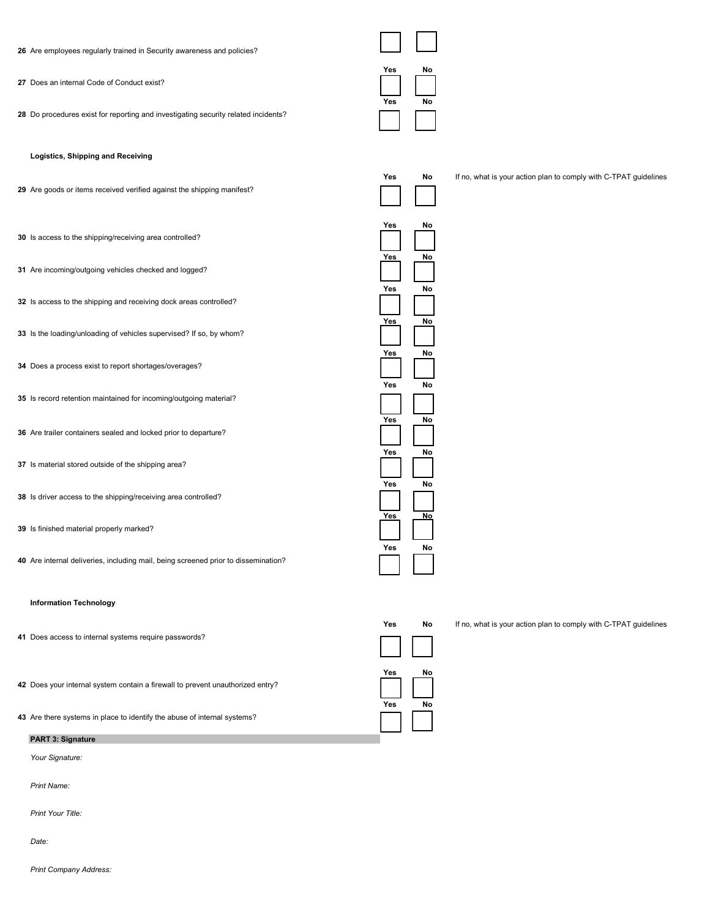26 Are employees regularly trained in Security awareness and policies? ☐ Yes ☐ No

27 Does an internal Code of Conduct exist? ☐ Yes ☐ No

28 Do procedures exist for reporting and investigating security related incidents? ☐ Yes ☐ No

**Logistics, Shipping and Receiving**

If no, what is your action plan to comply with C-TPAT guidelines

29 Are goods or items received verified against the shipping manifest? ☐ Yes ☐ No

30 Is access to the shipping/receiving area controlled? ☐ Yes ☐ No

31 Are incoming/outgoing vehicles checked and logged? ☐ Yes ☐ No

32 Is access to the shipping and receiving dock areas controlled? ☐ Yes ☐ No

33 Is the loading/unloading of vehicles supervised? If so, by whom? ☐ Yes ☐ No

34 Does a process exist to report shortages/overages? ☐ Yes ☐ No

35 Is record retention maintained for incoming/outgoing material? ☐ Yes ☐ No

36 Are trailer containers sealed and locked prior to departure? ☐ Yes ☐ No

37 Is material stored outside of the shipping area? ☐ Yes ☐ No

38 Is driver access to the shipping/receiving area controlled? ☐ Yes ☐ No

39 Is finished material properly marked? ☐ Yes ☐ No

40 Are internal deliveries, including mail, being screened prior to dissemination? ☐ Yes ☐ No

**Information Technology**

If no, what is your action plan to comply with C-TPAT guidelines

41 Does access to internal systems require passwords? ☐ Yes ☐ No

42 Does your internal system contain a firewall to prevent unauthorized entry? ☐ Yes ☐ No

43 Are there systems in place to identify the abuse of internal systems? ☐ Yes ☐ No

**PART 3: Signature**

*Your Signature:*

*Print Name:*

*Print Your Title:*

*Date:*

*Print Company Address:*